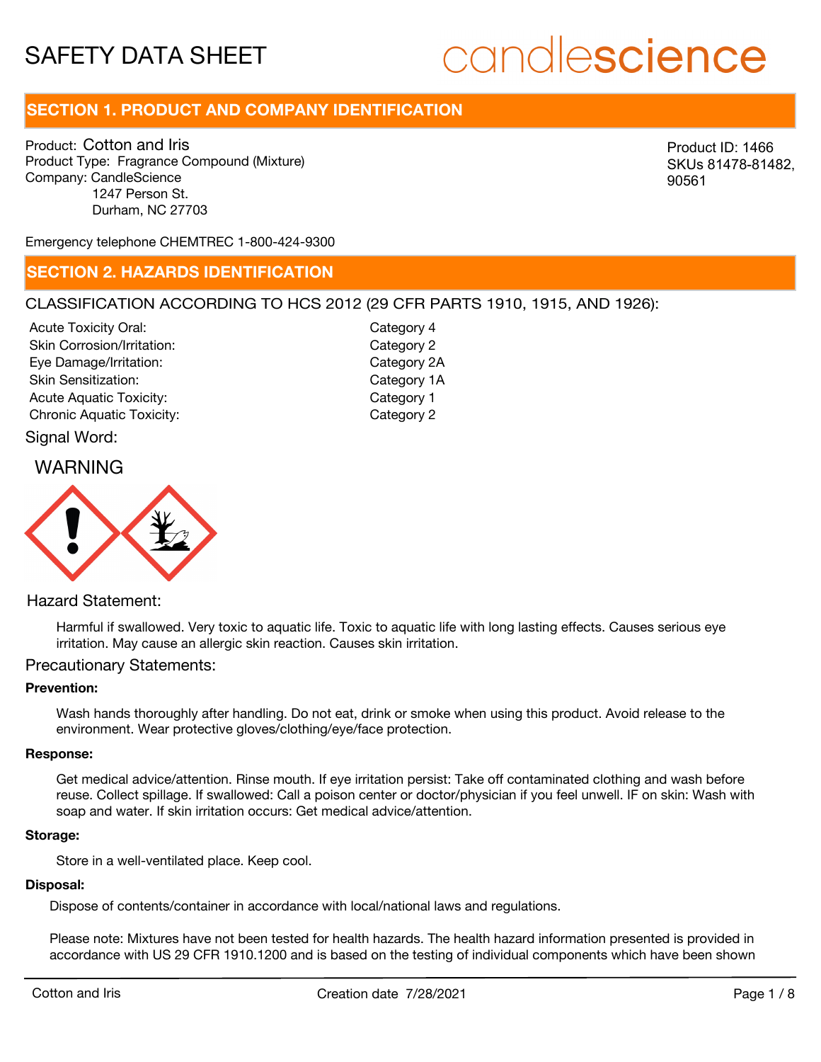# SAFETY DATA SHEET

candlescience

## SECTION 1. PRODUCT AND COMPANY IDENTIFICATION

Product: Cotton and Iris
Product Type: Fragrance Compound (Mixture)
Company: CandleScience
1247 Person St.
Durham, NC 27703

Product ID: 1466
SKUs 81478-81482, 90561

Emergency telephone CHEMTREC 1-800-424-9300

## SECTION 2. HAZARDS IDENTIFICATION

CLASSIFICATION ACCORDING TO HCS 2012 (29 CFR PARTS 1910, 1915, AND 1926):

| | |
|---|---|
| Acute Toxicity Oral: | Category 4 |
| Skin Corrosion/Irritation: | Category 2 |
| Eye Damage/Irritation: | Category 2A |
| Skin Sensitization: | Category 1A |
| Acute Aquatic Toxicity: | Category 1 |
| Chronic Aquatic Toxicity: | Category 2 |

Signal Word:

WARNING

Hazard Statement:

Harmful if swallowed. Very toxic to aquatic life. Toxic to aquatic life with long lasting effects. Causes serious eye irritation. May cause an allergic skin reaction. Causes skin irritation.

Precautionary Statements:

**Prevention:**

Wash hands thoroughly after handling. Do not eat, drink or smoke when using this product. Avoid release to the environment. Wear protective gloves/clothing/eye/face protection.

**Response:**

Get medical advice/attention. Rinse mouth. If eye irritation persist: Take off contaminated clothing and wash before reuse. Collect spillage. If swallowed: Call a poison center or doctor/physician if you feel unwell. IF on skin: Wash with soap and water. If skin irritation occurs: Get medical advice/attention.

**Storage:**

Store in a well-ventilated place. Keep cool.

**Disposal:**

Dispose of contents/container in accordance with local/national laws and regulations.

Please note: Mixtures have not been tested for health hazards. The health hazard information presented is provided in accordance with US 29 CFR 1910.1200 and is based on the testing of individual components which have been shown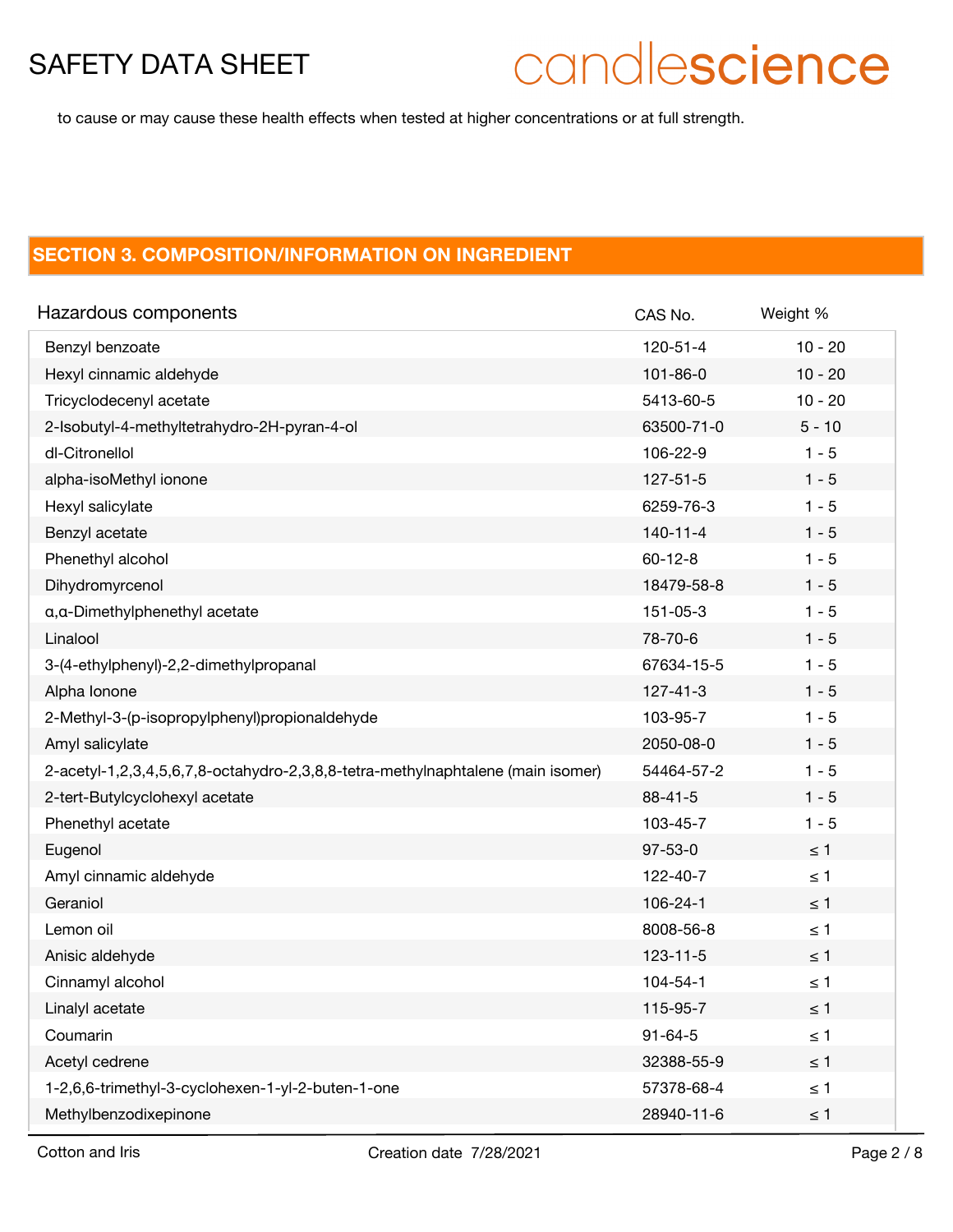to cause or may cause these health effects when tested at higher concentrations or at full strength.

## SECTION 3. COMPOSITION/INFORMATION ON INGREDIENT

| Hazardous components | CAS No. | Weight % |
|---|---|---|
| Benzyl benzoate | 120-51-4 | 10 - 20 |
| Hexyl cinnamic aldehyde | 101-86-0 | 10 - 20 |
| Tricyclodecenyl acetate | 5413-60-5 | 10 - 20 |
| 2-Isobutyl-4-methyltetrahydro-2H-pyran-4-ol | 63500-71-0 | 5 - 10 |
| dl-Citronellol | 106-22-9 | 1 - 5 |
| alpha-isoMethyl ionone | 127-51-5 | 1 - 5 |
| Hexyl salicylate | 6259-76-3 | 1 - 5 |
| Benzyl acetate | 140-11-4 | 1 - 5 |
| Phenethyl alcohol | 60-12-8 | 1 - 5 |
| Dihydromyrcenol | 18479-58-8 | 1 - 5 |
| α,α-Dimethylphenethyl acetate | 151-05-3 | 1 - 5 |
| Linalool | 78-70-6 | 1 - 5 |
| 3-(4-ethylphenyl)-2,2-dimethylpropanal | 67634-15-5 | 1 - 5 |
| Alpha Ionone | 127-41-3 | 1 - 5 |
| 2-Methyl-3-(p-isopropylphenyl)propionaldehyde | 103-95-7 | 1 - 5 |
| Amyl salicylate | 2050-08-0 | 1 - 5 |
| 2-acetyl-1,2,3,4,5,6,7,8-octahydro-2,3,8,8-tetra-methylnaphtalene (main isomer) | 54464-57-2 | 1 - 5 |
| 2-tert-Butylcyclohexyl acetate | 88-41-5 | 1 - 5 |
| Phenethyl acetate | 103-45-7 | 1 - 5 |
| Eugenol | 97-53-0 | ≤ 1 |
| Amyl cinnamic aldehyde | 122-40-7 | ≤ 1 |
| Geraniol | 106-24-1 | ≤ 1 |
| Lemon oil | 8008-56-8 | ≤ 1 |
| Anisic aldehyde | 123-11-5 | ≤ 1 |
| Cinnamyl alcohol | 104-54-1 | ≤ 1 |
| Linalyl acetate | 115-95-7 | ≤ 1 |
| Coumarin | 91-64-5 | ≤ 1 |
| Acetyl cedrene | 32388-55-9 | ≤ 1 |
| 1-2,6,6-trimethyl-3-cyclohexen-1-yl-2-buten-1-one | 57378-68-4 | ≤ 1 |
| Methylbenzodixepinone | 28940-11-6 | ≤ 1 |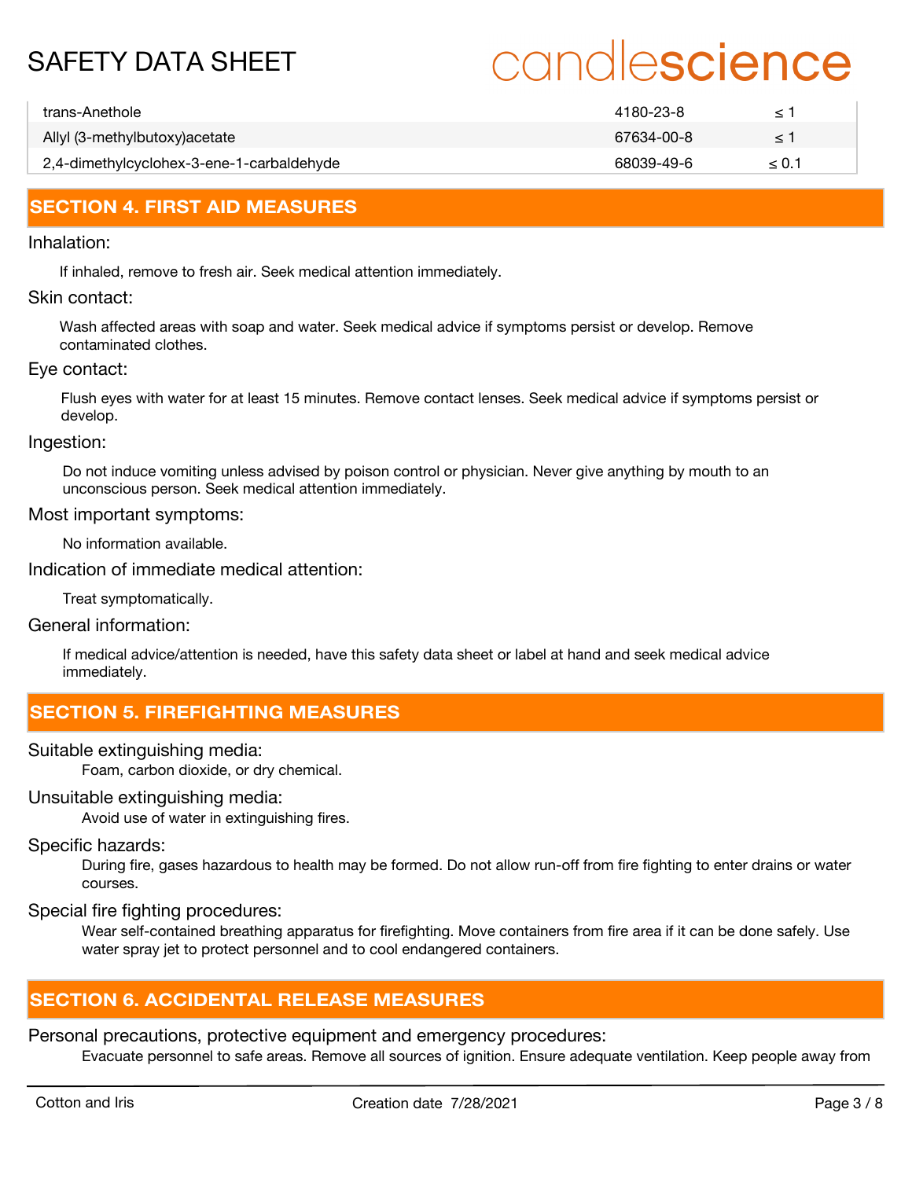| | | |
|---|---|---|
| trans-Anethole | 4180-23-8 | ≤ 1 |
| Allyl (3-methylbutoxy)acetate | 67634-00-8 | ≤ 1 |
| 2,4-dimethylcyclohex-3-ene-1-carbaldehyde | 68039-49-6 | ≤ 0.1 |

## SECTION 4. FIRST AID MEASURES

### Inhalation:

If inhaled, remove to fresh air. Seek medical attention immediately.

### Skin contact:

Wash affected areas with soap and water. Seek medical advice if symptoms persist or develop. Remove contaminated clothes.

### Eye contact:

Flush eyes with water for at least 15 minutes. Remove contact lenses. Seek medical advice if symptoms persist or develop.

### Ingestion:

Do not induce vomiting unless advised by poison control or physician. Never give anything by mouth to an unconscious person. Seek medical attention immediately.

### Most important symptoms:

No information available.

### Indication of immediate medical attention:

Treat symptomatically.

### General information:

If medical advice/attention is needed, have this safety data sheet or label at hand and seek medical advice immediately.

## SECTION 5. FIREFIGHTING MEASURES

### Suitable extinguishing media:

Foam, carbon dioxide, or dry chemical.

### Unsuitable extinguishing media:

Avoid use of water in extinguishing fires.

### Specific hazards:

During fire, gases hazardous to health may be formed. Do not allow run-off from fire fighting to enter drains or water courses.

### Special fire fighting procedures:

Wear self-contained breathing apparatus for firefighting. Move containers from fire area if it can be done safely. Use water spray jet to protect personnel and to cool endangered containers.

## SECTION 6. ACCIDENTAL RELEASE MEASURES

### Personal precautions, protective equipment and emergency procedures:

Evacuate personnel to safe areas. Remove all sources of ignition. Ensure adequate ventilation. Keep people away from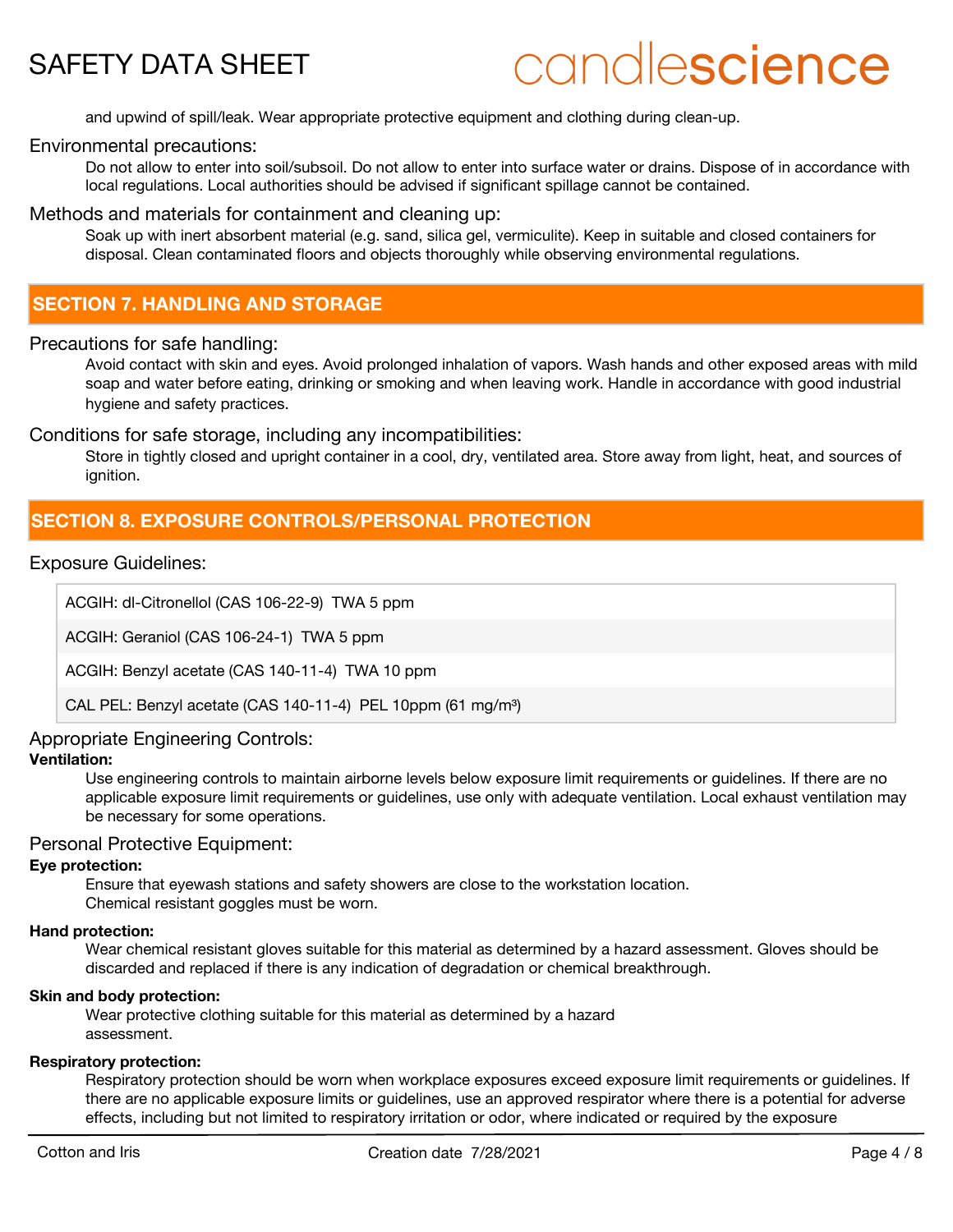and upwind of spill/leak. Wear appropriate protective equipment and clothing during clean-up.

### Environmental precautions:

Do not allow to enter into soil/subsoil. Do not allow to enter into surface water or drains. Dispose of in accordance with local regulations. Local authorities should be advised if significant spillage cannot be contained.

### Methods and materials for containment and cleaning up:

Soak up with inert absorbent material (e.g. sand, silica gel, vermiculite). Keep in suitable and closed containers for disposal. Clean contaminated floors and objects thoroughly while observing environmental regulations.

## SECTION 7. HANDLING AND STORAGE

### Precautions for safe handling:

Avoid contact with skin and eyes. Avoid prolonged inhalation of vapors. Wash hands and other exposed areas with mild soap and water before eating, drinking or smoking and when leaving work. Handle in accordance with good industrial hygiene and safety practices.

### Conditions for safe storage, including any incompatibilities:

Store in tightly closed and upright container in a cool, dry, ventilated area. Store away from light, heat, and sources of ignition.

## SECTION 8. EXPOSURE CONTROLS/PERSONAL PROTECTION

### Exposure Guidelines:

| |
|---|
| ACGIH: dl-Citronellol (CAS 106-22-9) TWA 5 ppm |
| ACGIH: Geraniol (CAS 106-24-1) TWA 5 ppm |
| ACGIH: Benzyl acetate (CAS 140-11-4) TWA 10 ppm |
| CAL PEL: Benzyl acetate (CAS 140-11-4) PEL 10ppm (61 mg/m³) |

### Appropriate Engineering Controls:

**Ventilation:**

Use engineering controls to maintain airborne levels below exposure limit requirements or guidelines. If there are no applicable exposure limit requirements or guidelines, use only with adequate ventilation. Local exhaust ventilation may be necessary for some operations.

### Personal Protective Equipment:

**Eye protection:**

Ensure that eyewash stations and safety showers are close to the workstation location.
Chemical resistant goggles must be worn.

**Hand protection:**

Wear chemical resistant gloves suitable for this material as determined by a hazard assessment. Gloves should be discarded and replaced if there is any indication of degradation or chemical breakthrough.

**Skin and body protection:**

Wear protective clothing suitable for this material as determined by a hazard assessment.

**Respiratory protection:**

Respiratory protection should be worn when workplace exposures exceed exposure limit requirements or guidelines. If there are no applicable exposure limits or guidelines, use an approved respirator where there is a potential for adverse effects, including but not limited to respiratory irritation or odor, where indicated or required by the exposure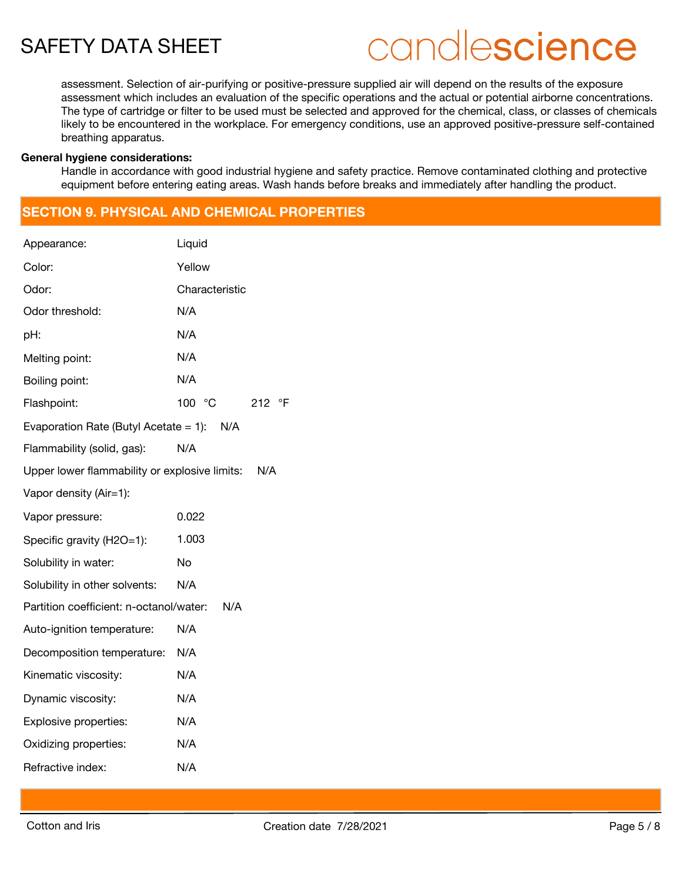assessment. Selection of air-purifying or positive-pressure supplied air will depend on the results of the exposure assessment which includes an evaluation of the specific operations and the actual or potential airborne concentrations. The type of cartridge or filter to be used must be selected and approved for the chemical, class, or classes of chemicals likely to be encountered in the workplace. For emergency conditions, use an approved positive-pressure self-contained breathing apparatus.

**General hygiene considerations:**

Handle in accordance with good industrial hygiene and safety practice. Remove contaminated clothing and protective equipment before entering eating areas. Wash hands before breaks and immediately after handling the product.

## SECTION 9. PHYSICAL AND CHEMICAL PROPERTIES

| Property | Value |
|---|---|
| Appearance: | Liquid |
| Color: | Yellow |
| Odor: | Characteristic |
| Odor threshold: | N/A |
| pH: | N/A |
| Melting point: | N/A |
| Boiling point: | N/A |
| Flashpoint: | 100 °C 212 °F |
| Evaporation Rate (Butyl Acetate = 1): | N/A |
| Flammability (solid, gas): | N/A |
| Upper lower flammability or explosive limits: | N/A |
| Vapor density (Air=1): | |
| Vapor pressure: | 0.022 |
| Specific gravity (H2O=1): | 1.003 |
| Solubility in water: | No |
| Solubility in other solvents: | N/A |
| Partition coefficient: n-octanol/water: | N/A |
| Auto-ignition temperature: | N/A |
| Decomposition temperature: | N/A |
| Kinematic viscosity: | N/A |
| Dynamic viscosity: | N/A |
| Explosive properties: | N/A |
| Oxidizing properties: | N/A |
| Refractive index: | N/A |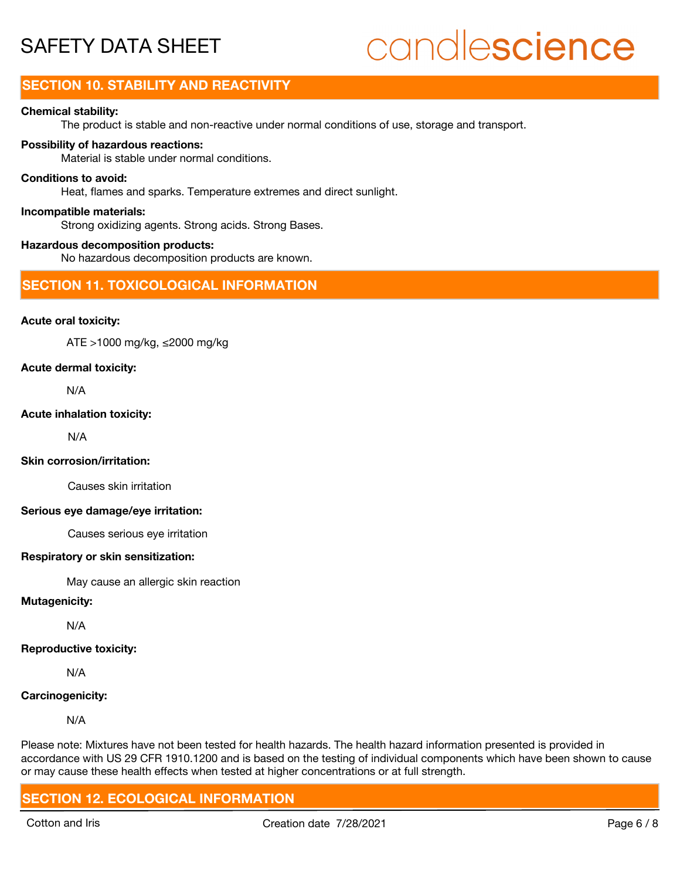## SECTION 10. STABILITY AND REACTIVITY

**Chemical stability:**

The product is stable and non-reactive under normal conditions of use, storage and transport.

**Possibility of hazardous reactions:**

Material is stable under normal conditions.

**Conditions to avoid:**

Heat, flames and sparks. Temperature extremes and direct sunlight.

**Incompatible materials:**

Strong oxidizing agents. Strong acids. Strong Bases.

**Hazardous decomposition products:**

No hazardous decomposition products are known.

## SECTION 11. TOXICOLOGICAL INFORMATION

**Acute oral toxicity:**

ATE >1000 mg/kg, ≤2000 mg/kg

**Acute dermal toxicity:**

N/A

**Acute inhalation toxicity:**

N/A

**Skin corrosion/irritation:**

Causes skin irritation

**Serious eye damage/eye irritation:**

Causes serious eye irritation

**Respiratory or skin sensitization:**

May cause an allergic skin reaction

**Mutagenicity:**

N/A

**Reproductive toxicity:**

N/A

**Carcinogenicity:**

N/A

Please note: Mixtures have not been tested for health hazards. The health hazard information presented is provided in accordance with US 29 CFR 1910.1200 and is based on the testing of individual components which have been shown to cause or may cause these health effects when tested at higher concentrations or at full strength.

## SECTION 12. ECOLOGICAL INFORMATION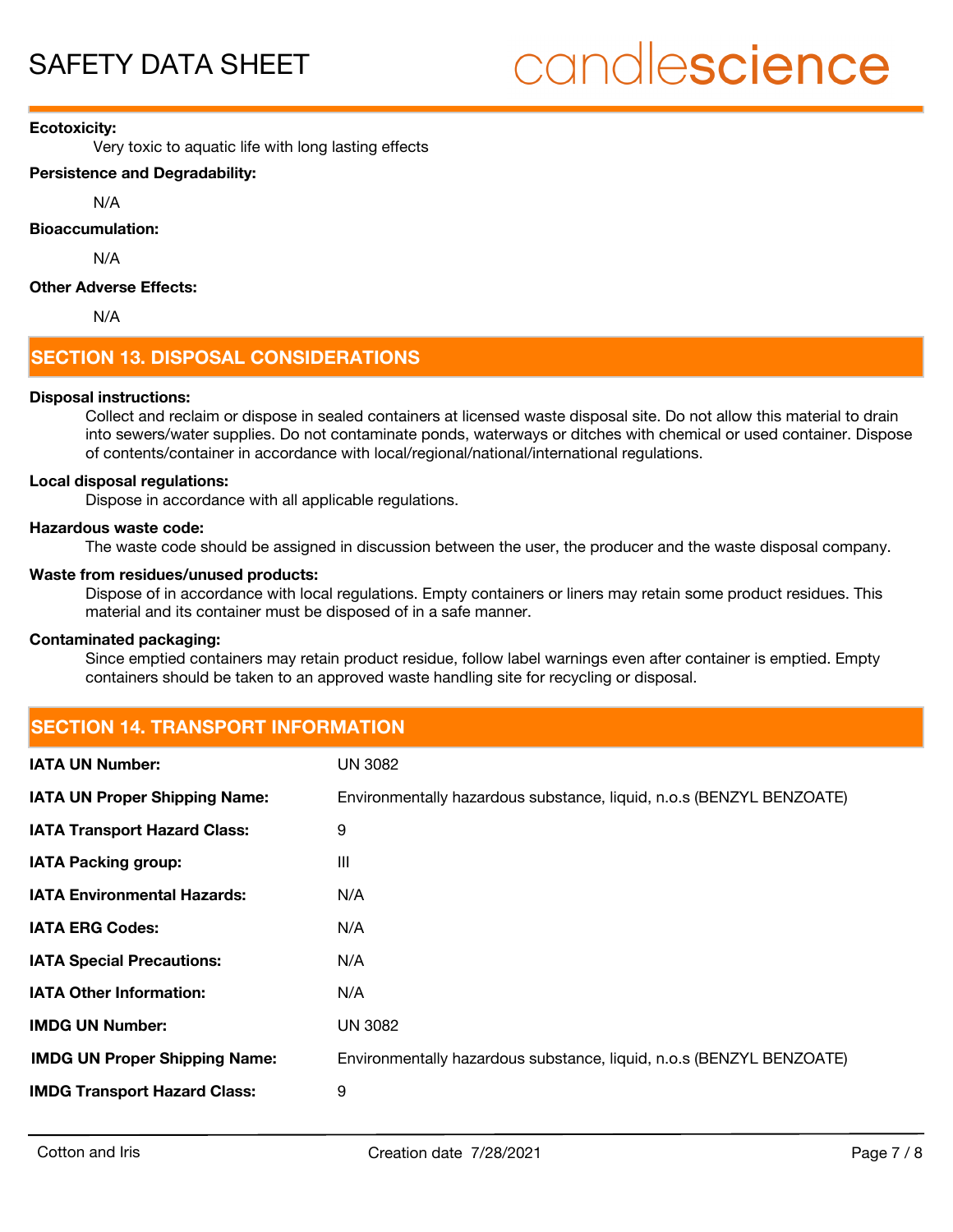**Ecotoxicity:**

Very toxic to aquatic life with long lasting effects

**Persistence and Degradability:**

N/A

**Bioaccumulation:**

N/A

**Other Adverse Effects:**

N/A

## SECTION 13. DISPOSAL CONSIDERATIONS

**Disposal instructions:**

Collect and reclaim or dispose in sealed containers at licensed waste disposal site. Do not allow this material to drain into sewers/water supplies. Do not contaminate ponds, waterways or ditches with chemical or used container. Dispose of contents/container in accordance with local/regional/national/international regulations.

**Local disposal regulations:**

Dispose in accordance with all applicable regulations.

**Hazardous waste code:**

The waste code should be assigned in discussion between the user, the producer and the waste disposal company.

**Waste from residues/unused products:**

Dispose of in accordance with local regulations. Empty containers or liners may retain some product residues. This material and its container must be disposed of in a safe manner.

**Contaminated packaging:**

Since emptied containers may retain product residue, follow label warnings even after container is emptied. Empty containers should be taken to an approved waste handling site for recycling or disposal.

## SECTION 14. TRANSPORT INFORMATION

| | |
|---|---|
| **IATA UN Number:** | UN 3082 |
| **IATA UN Proper Shipping Name:** | Environmentally hazardous substance, liquid, n.o.s (BENZYL BENZOATE) |
| **IATA Transport Hazard Class:** | 9 |
| **IATA Packing group:** | III |
| **IATA Environmental Hazards:** | N/A |
| **IATA ERG Codes:** | N/A |
| **IATA Special Precautions:** | N/A |
| **IATA Other Information:** | N/A |
| **IMDG UN Number:** | UN 3082 |
| **IMDG UN Proper Shipping Name:** | Environmentally hazardous substance, liquid, n.o.s (BENZYL BENZOATE) |
| **IMDG Transport Hazard Class:** | 9 |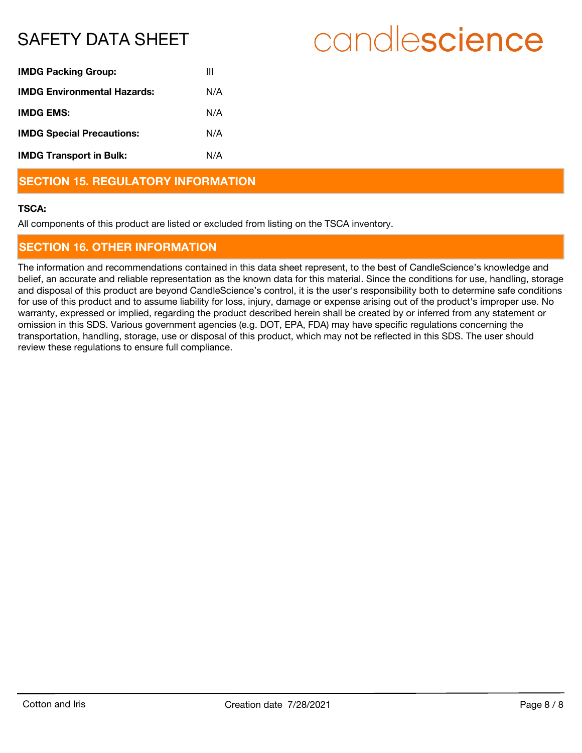| | |
|---|---|
| **IMDG Packing Group:** | III |
| **IMDG Environmental Hazards:** | N/A |
| **IMDG EMS:** | N/A |
| **IMDG Special Precautions:** | N/A |
| **IMDG Transport in Bulk:** | N/A |

## SECTION 15. REGULATORY INFORMATION

**TSCA:**

All components of this product are listed or excluded from listing on the TSCA inventory.

## SECTION 16. OTHER INFORMATION

The information and recommendations contained in this data sheet represent, to the best of CandleScience's knowledge and belief, an accurate and reliable representation as the known data for this material. Since the conditions for use, handling, storage and disposal of this product are beyond CandleScience's control, it is the user's responsibility both to determine safe conditions for use of this product and to assume liability for loss, injury, damage or expense arising out of the product's improper use. No warranty, expressed or implied, regarding the product described herein shall be created by or inferred from any statement or omission in this SDS. Various government agencies (e.g. DOT, EPA, FDA) may have specific regulations concerning the transportation, handling, storage, use or disposal of this product, which may not be reflected in this SDS. The user should review these regulations to ensure full compliance.